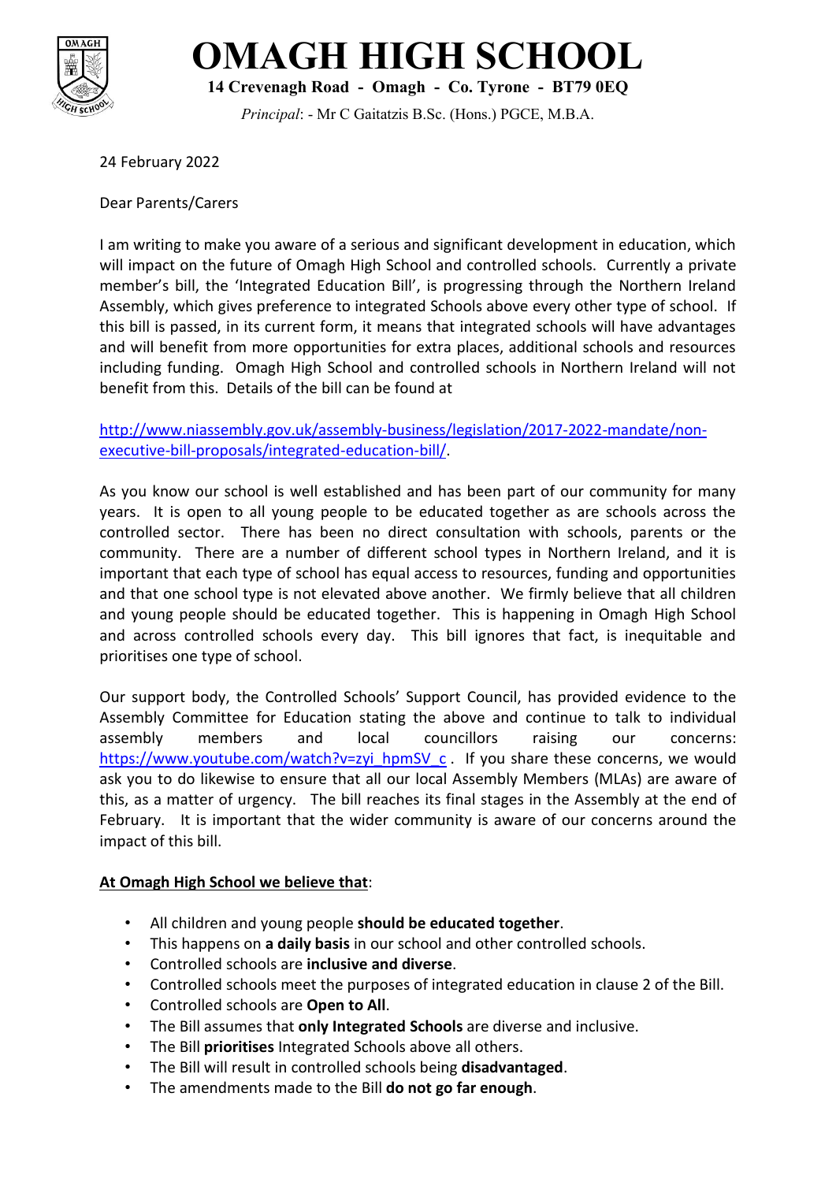# OMAGH HIGH SCHOOL

**14 Crevenagh Road - Omagh - Co. Tyrone - BT79 0EQ**

*Principal*: - Mr C Gaitatzis B.Sc. (Hons.) PGCE, M.B.A.

24 February 2022

Dear Parents/Carers

I am writing to make you aware of a serious and significant development in education, which will impact on the future of Omagh High School and controlled schools. Currently a private member's bill, the 'Integrated Education Bill', is progressing through the Northern Ireland Assembly, which gives preference to integrated Schools above every other type of school. If this bill is passed, in its current form, it means that integrated schools will have advantages and will benefit from more opportunities for extra places, additional schools and resources including funding. Omagh High School and controlled schools in Northern Ireland will not benefit from this. Details of the bill can be found at

[http://www.niassembly.gov.uk/assembly-business/legislation/2017-2022-mandate/non-executive-bill-proposals/integrated-education-bill/](http://www.niassembly.gov.uk/assembly-business/legislation/2017-2022-mandate/non-executive-bill-proposals/integrated-education-bill/).

As you know our school is well established and has been part of our community for many years. It is open to all young people to be educated together as are schools across the controlled sector. There has been no direct consultation with schools, parents or the community. There are a number of different school types in Northern Ireland, and it is important that each type of school has equal access to resources, funding and opportunities and that one school type is not elevated above another. We firmly believe that all children and young people should be educated together. This is happening in Omagh High School and across controlled schools every day. This bill ignores that fact, is inequitable and prioritises one type of school.

Our support body, the Controlled Schools' Support Council, has provided evidence to the Assembly Committee for Education stating the above and continue to talk to individual assembly members and local councillors raising our concerns: [https://www.youtube.com/watch?v=zyi_hpmSV_c](https://www.youtube.com/watch?v=zyi_hpmSV_c). If you share these concerns, we would ask you to do likewise to ensure that all our local Assembly Members (MLAs) are aware of this, as a matter of urgency. The bill reaches its final stages in the Assembly at the end of February. It is important that the wider community is aware of our concerns around the impact of this bill.

**<u>At Omagh High School we believe that</u>**:

- All children and young people **should be educated together**.
- This happens on **a daily basis** in our school and other controlled schools.
- Controlled schools are **inclusive and diverse**.
- Controlled schools meet the purposes of integrated education in clause 2 of the Bill.
- Controlled schools are **Open to All**.
- The Bill assumes that **only Integrated Schools** are diverse and inclusive.
- The Bill **prioritises** Integrated Schools above all others.
- The Bill will result in controlled schools being **disadvantaged**.
- The amendments made to the Bill **do not go far enough**.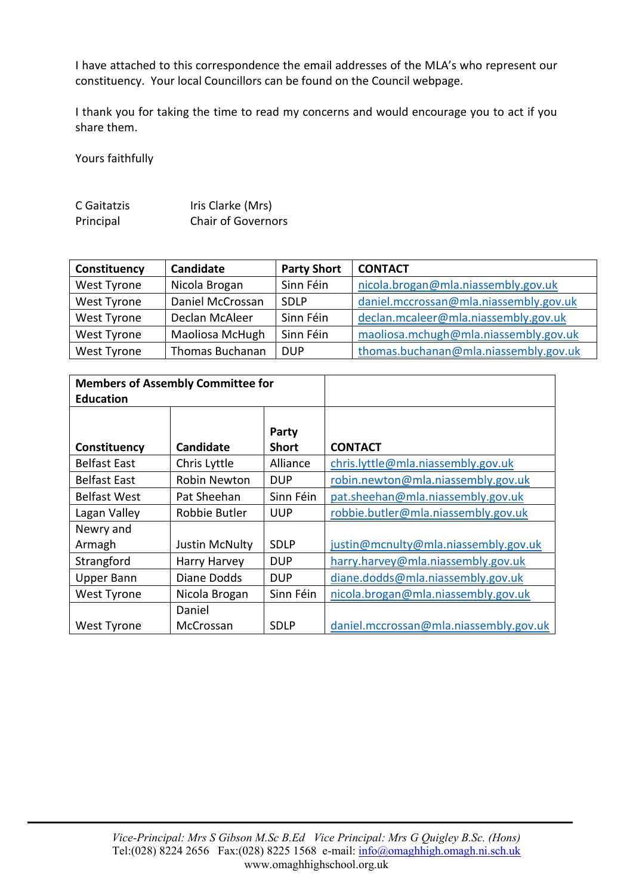I have attached to this correspondence the email addresses of the MLA's who represent our constituency. Your local Councillors can be found on the Council webpage.

I thank you for taking the time to read my concerns and would encourage you to act if you share them.

Yours faithfully

C Gaitatzis
Principal

Iris Clarke (Mrs)
Chair of Governors

| Constituency | Candidate | Party Short | CONTACT |
|---|---|---|---|
| West Tyrone | Nicola Brogan | Sinn Féin | nicola.brogan@mla.niassembly.gov.uk |
| West Tyrone | Daniel McCrossan | SDLP | daniel.mccrossan@mla.niassembly.gov.uk |
| West Tyrone | Declan McAleer | Sinn Féin | declan.mcaleer@mla.niassembly.gov.uk |
| West Tyrone | Maoliosa McHugh | Sinn Féin | maoliosa.mchugh@mla.niassembly.gov.uk |
| West Tyrone | Thomas Buchanan | DUP | thomas.buchanan@mla.niassembly.gov.uk |

| **Members of Assembly Committee for Education** | | | |
|---|---|---|---|
| **Constituency** | **Candidate** | **Party Short** | **CONTACT** |
| Belfast East | Chris Lyttle | Alliance | chris.lyttle@mla.niassembly.gov.uk |
| Belfast East | Robin Newton | DUP | robin.newton@mla.niassembly.gov.uk |
| Belfast West | Pat Sheehan | Sinn Féin | pat.sheehan@mla.niassembly.gov.uk |
| Lagan Valley | Robbie Butler | UUP | robbie.butler@mla.niassembly.gov.uk |
| Newry and Armagh | Justin McNulty | SDLP | justin@mcnulty@mla.niassembly.gov.uk |
| Strangford | Harry Harvey | DUP | harry.harvey@mla.niassembly.gov.uk |
| Upper Bann | Diane Dodds | DUP | diane.dodds@mla.niassembly.gov.uk |
| West Tyrone | Nicola Brogan | Sinn Féin | nicola.brogan@mla.niassembly.gov.uk |
| West Tyrone | Daniel McCrossan | SDLP | daniel.mccrossan@mla.niassembly.gov.uk |

*Vice-Principal: Mrs S Gibson M.Sc B.Ed   Vice Principal: Mrs G Quigley B.Sc. (Hons)*
Tel:(028) 8224 2656   Fax:(028) 8225 1568   e-mail: info@omaghhigh.omagh.ni.sch.uk
www.omaghhighschool.org.uk